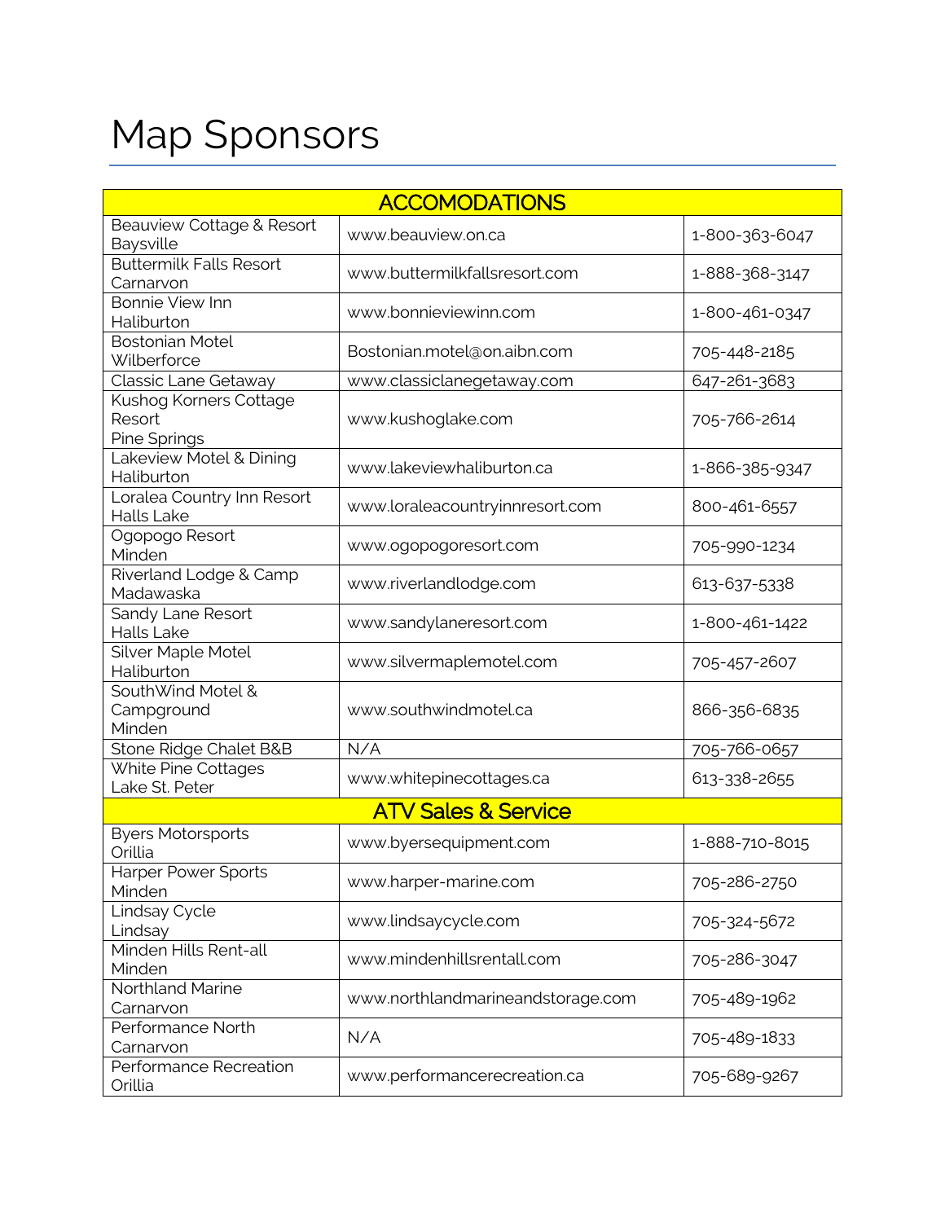# Map Sponsors

| ACCOMODATIONS | | |
|---|---|---|
| Beauview Cottage & Resort Baysville | www.beauview.on.ca | 1-800-363-6047 |
| Buttermilk Falls Resort Carnarvon | www.buttermilkfallsresort.com | 1-888-368-3147 |
| Bonnie View Inn Haliburton | www.bonnieviewinn.com | 1-800-461-0347 |
| Bostonian Motel Wilberforce | Bostonian.motel@on.aibn.com | 705-448-2185 |
| Classic Lane Getaway | www.classiclanegetaway.com | 647-261-3683 |
| Kushog Korners Cottage Resort Pine Springs | www.kushoglake.com | 705-766-2614 |
| Lakeview Motel & Dining Haliburton | www.lakeviewhaliburton.ca | 1-866-385-9347 |
| Loralea Country Inn Resort Halls Lake | www.loraleacountryinnresort.com | 800-461-6557 |
| Ogopogo Resort Minden | www.ogopogoresort.com | 705-990-1234 |
| Riverland Lodge & Camp Madawaska | www.riverlandlodge.com | 613-637-5338 |
| Sandy Lane Resort Halls Lake | www.sandylaneresort.com | 1-800-461-1422 |
| Silver Maple Motel Haliburton | www.silvermaplemotel.com | 705-457-2607 |
| SouthWind Motel & Campground Minden | www.southwindmotel.ca | 866-356-6835 |
| Stone Ridge Chalet B&B | N/A | 705-766-0657 |
| White Pine Cottages Lake St. Peter | www.whitepinecottages.ca | 613-338-2655 |
| **ATV Sales & Service** | | |
| Byers Motorsports Orillia | www.byersequipment.com | 1-888-710-8015 |
| Harper Power Sports Minden | www.harper-marine.com | 705-286-2750 |
| Lindsay Cycle Lindsay | www.lindsaycycle.com | 705-324-5672 |
| Minden Hills Rent-all Minden | www.mindenhillsrentall.com | 705-286-3047 |
| Northland Marine Carnarvon | www.northlandmarineandstorage.com | 705-489-1962 |
| Performance North Carnarvon | N/A | 705-489-1833 |
| Performance Recreation Orillia | www.performancerecreation.ca | 705-689-9267 |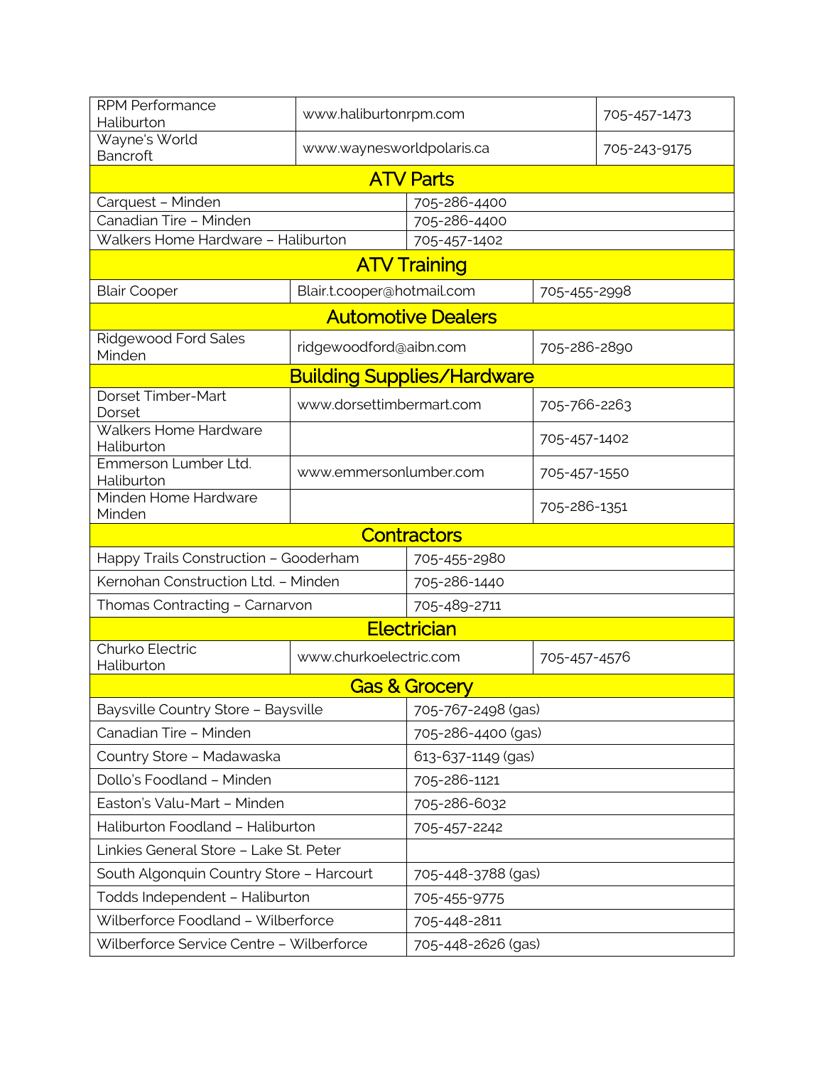| | | |
|---|---|---|
| RPM Performance Haliburton | www.haliburtonrpm.com | 705-457-1473 |
| Wayne's World Bancroft | www.waynesworldpolaris.ca | 705-243-9175 |

## ATV Parts

| | |
|---|---|
| Carquest – Minden | 705-286-4400 |
| Canadian Tire – Minden | 705-286-4400 |
| Walkers Home Hardware – Haliburton | 705-457-1402 |

## ATV Training

| | | |
|---|---|---|
| Blair Cooper | Blair.t.cooper@hotmail.com | 705-455-2998 |

## Automotive Dealers

| | | |
|---|---|---|
| Ridgewood Ford Sales Minden | ridgewoodford@aibn.com | 705-286-2890 |

## Building Supplies/Hardware

| | | |
|---|---|---|
| Dorset Timber-Mart Dorset | www.dorsettimbermart.com | 705-766-2263 |
| Walkers Home Hardware Haliburton | | 705-457-1402 |
| Emmerson Lumber Ltd. Haliburton | www.emmersonlumber.com | 705-457-1550 |
| Minden Home Hardware Minden | | 705-286-1351 |

## Contractors

| | |
|---|---|
| Happy Trails Construction – Gooderham | 705-455-2980 |
| Kernohan Construction Ltd. – Minden | 705-286-1440 |
| Thomas Contracting – Carnarvon | 705-489-2711 |

## Electrician

| | | |
|---|---|---|
| Churko Electric Haliburton | www.churkoelectric.com | 705-457-4576 |

## Gas & Grocery

| | |
|---|---|
| Baysville Country Store – Baysville | 705-767-2498 (gas) |
| Canadian Tire – Minden | 705-286-4400 (gas) |
| Country Store – Madawaska | 613-637-1149 (gas) |
| Dollo's Foodland – Minden | 705-286-1121 |
| Easton's Valu-Mart – Minden | 705-286-6032 |
| Haliburton Foodland – Haliburton | 705-457-2242 |
| Linkies General Store – Lake St. Peter | |
| South Algonquin Country Store – Harcourt | 705-448-3788 (gas) |
| Todds Independent – Haliburton | 705-455-9775 |
| Wilberforce Foodland – Wilberforce | 705-448-2811 |
| Wilberforce Service Centre – Wilberforce | 705-448-2626 (gas) |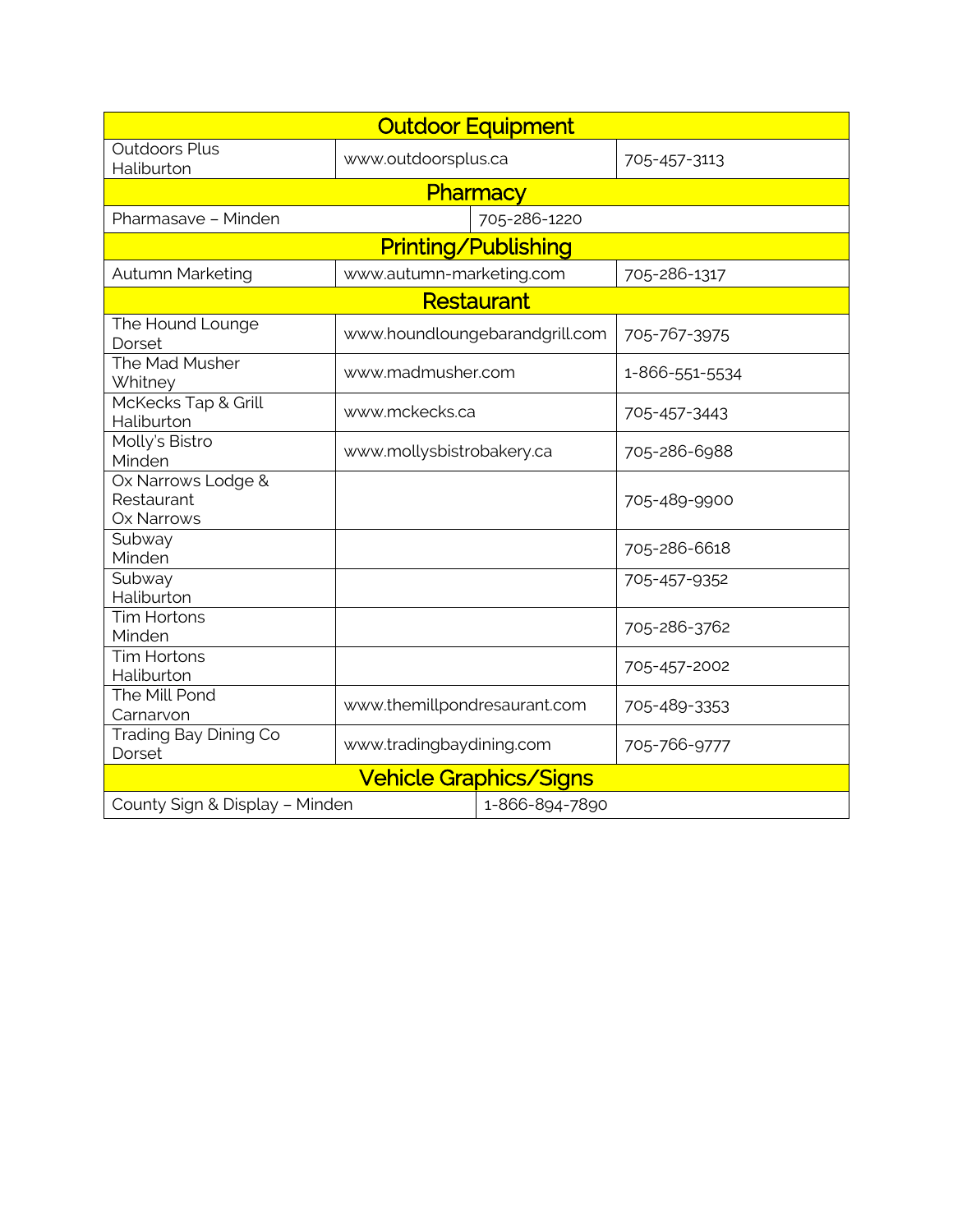| | | |
|---|---|---|
| **Outdoor Equipment** | | |
| Outdoors Plus Haliburton | www.outdoorsplus.ca | 705-457-3113 |
| **Pharmacy** | | |
| Pharmasave – Minden | 705-286-1220 | |
| **Printing/Publishing** | | |
| Autumn Marketing | www.autumn-marketing.com | 705-286-1317 |
| **Restaurant** | | |
| The Hound Lounge Dorset | www.houndloungebarandgrill.com | 705-767-3975 |
| The Mad Musher Whitney | www.madmusher.com | 1-866-551-5534 |
| McKecks Tap & Grill Haliburton | www.mckecks.ca | 705-457-3443 |
| Molly's Bistro Minden | www.mollysbistrobakery.ca | 705-286-6988 |
| Ox Narrows Lodge & Restaurant Ox Narrows | | 705-489-9900 |
| Subway Minden | | 705-286-6618 |
| Subway Haliburton | | 705-457-9352 |
| Tim Hortons Minden | | 705-286-3762 |
| Tim Hortons Haliburton | | 705-457-2002 |
| The Mill Pond Carnarvon | www.themillpondresaurant.com | 705-489-3353 |
| Trading Bay Dining Co Dorset | www.tradingbaydining.com | 705-766-9777 |
| **Vehicle Graphics/Signs** | | |
| County Sign & Display – Minden | 1-866-894-7890 | |